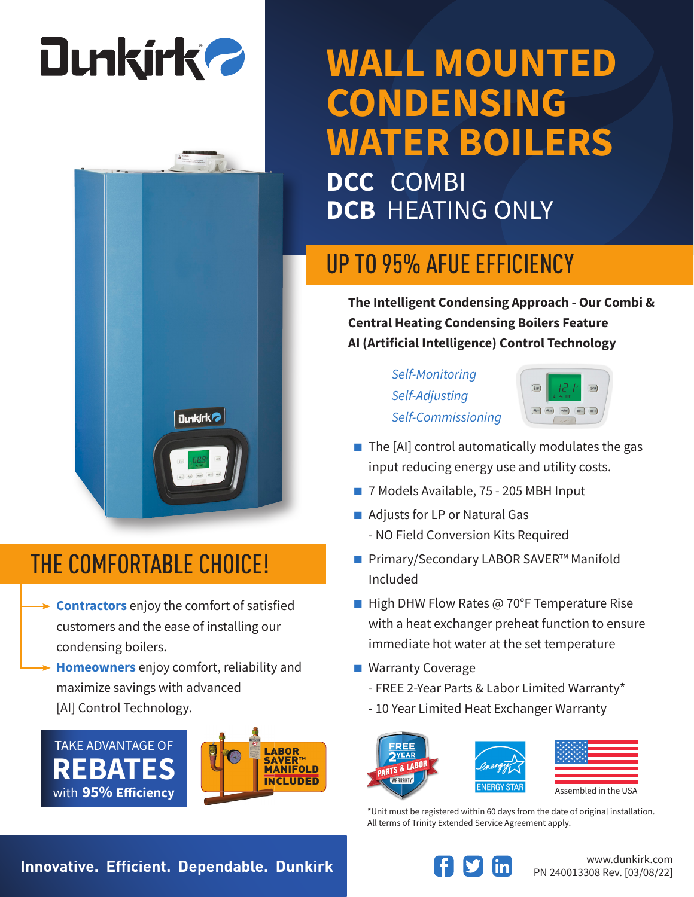# Dunkirk

# WALL MOUNTED CONDENSING WATER BOILERS

## DCC COMBI
## DCB HEATING ONLY

## UP TO 95% AFUE EFFICIENCY

**The Intelligent Condensing Approach - Our Combi & Central Heating Condensing Boilers Feature AI (Artificial Intelligence) Control Technology**

*Self-Monitoring*
*Self-Adjusting*
*Self-Commissioning*

- The [AI] control automatically modulates the gas input reducing energy use and utility costs.
- 7 Models Available, 75 - 205 MBH Input
- Adjusts for LP or Natural Gas
  - NO Field Conversion Kits Required
- Primary/Secondary LABOR SAVER™ Manifold Included
- High DHW Flow Rates @ 70°F Temperature Rise with a heat exchanger preheat function to ensure immediate hot water at the set temperature
- Warranty Coverage
  - FREE 2-Year Parts & Labor Limited Warranty*
  - 10 Year Limited Heat Exchanger Warranty

## THE COMFORTABLE CHOICE!

- **Contractors** enjoy the comfort of satisfied customers and the ease of installing our condensing boilers.
- **Homeowners** enjoy comfort, reliability and maximize savings with advanced [AI] Control Technology.

TAKE ADVANTAGE OF **REBATES** with **95% Efficiency**

LABOR SAVER™ MANIFOLD INCLUDED

FREE 2 YEAR PARTS & LABOR WARRANTY

ENERGY STAR

Assembled in the USA

*Unit must be registered within 60 days from the date of original installation. All terms of Trinity Extended Service Agreement apply.

**Innovative. Efficient. Dependable. Dunkirk**

www.dunkirk.com
PN 240013308 Rev. [03/08/22]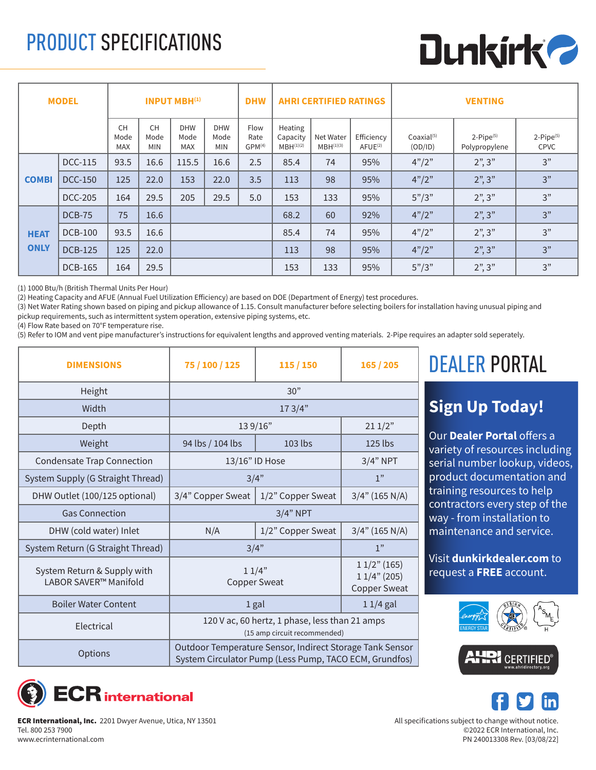# PRODUCT SPECIFICATIONS

Dunkirk

| MODEL | | INPUT MBH[1] | | | | DHW | AHRI CERTIFIED RATINGS | | | VENTING | | |
|---|---|---|---|---|---|---|---|---|---|---|---|---|
| | | CH Mode MAX | CH Mode MIN | DHW Mode MAX | DHW Mode MIN | Flow Rate GPM[4] | Heating Capacity MBH[1][2] | Net Water MBH[1][3] | Efficiency AFUE[2] | Coaxial[5] (OD/ID) | 2-Pipe[5] Polypropylene | 2-Pipe[5] CPVC |
| COMBI | DCC-115 | 93.5 | 16.6 | 115.5 | 16.6 | 2.5 | 85.4 | 74 | 95% | 4"/2" | 2", 3" | 3" |
| | DCC-150 | 125 | 22.0 | 153 | 22.0 | 3.5 | 113 | 98 | 95% | 4"/2" | 2", 3" | 3" |
| | DCC-205 | 164 | 29.5 | 205 | 29.5 | 5.0 | 153 | 133 | 95% | 5"/3" | 2", 3" | 3" |
| HEAT ONLY | DCB-75 | 75 | 16.6 | | | | 68.2 | 60 | 92% | 4"/2" | 2", 3" | 3" |
| | DCB-100 | 93.5 | 16.6 | | | | 85.4 | 74 | 95% | 4"/2" | 2", 3" | 3" |
| | DCB-125 | 125 | 22.0 | | | | 113 | 98 | 95% | 4"/2" | 2", 3" | 3" |
| | DCB-165 | 164 | 29.5 | | | | 153 | 133 | 95% | 5"/3" | 2", 3" | 3" |

(1) 1000 Btu/h (British Thermal Units Per Hour)
(2) Heating Capacity and AFUE (Annual Fuel Utilization Efficiency) are based on DOE (Department of Energy) test procedures.
(3) Net Water Rating shown based on piping and pickup allowance of 1.15. Consult manufacturer before selecting boilers for installation having unusual piping and pickup requirements, such as intermittent system operation, extensive piping systems, etc.
(4) Flow Rate based on 70°F temperature rise.
(5) Refer to IOM and vent pipe manufacturer's instructions for equivalent lengths and approved venting materials. 2-Pipe requires an adapter sold seperately.

| DIMENSIONS | 75 / 100 / 125 | 115 / 150 | 165 / 205 |
|---|---|---|---|
| Height | 30" | | |
| Width | 17 3/4" | | |
| Depth | 13 9/16" | | 21 1/2" |
| Weight | 94 lbs / 104 lbs | 103 lbs | 125 lbs |
| Condensate Trap Connection | 13/16" ID Hose | | 3/4" NPT |
| System Supply (G Straight Thread) | 3/4" | | 1" |
| DHW Outlet (100/125 optional) | 3/4" Copper Sweat | 1/2" Copper Sweat | 3/4" (165 N/A) |
| Gas Connection | 3/4" NPT | | |
| DHW (cold water) Inlet | N/A | 1/2" Copper Sweat | 3/4" (165 N/A) |
| System Return (G Straight Thread) | 3/4" | | 1" |
| System Return & Supply with LABOR SAVER™ Manifold | 1 1/4" Copper Sweat | | 1 1/2" (165) 1 1/4" (205) Copper Sweat |
| Boiler Water Content | 1 gal | | 1 1/4 gal |
| Electrical | 120 V ac, 60 hertz, 1 phase, less than 21 amps (15 amp circuit recommended) | | |
| Options | Outdoor Temperature Sensor, Indirect Storage Tank Sensor System Circulator Pump (Less Pump, TACO ECM, Grundfos) | | |

## DEALER PORTAL

### Sign Up Today!

Our **Dealer Portal** offers a variety of resources including serial number lookup, videos, product documentation and training resources to help contractors every step of the way - from installation to maintenance and service.

Visit **dunkirkdealer.com** to request a **FREE** account.

ENERGY STAR

AHRI CERTIFIED® www.ahridirectory.org

ECR international

**ECR International, Inc.** 2201 Dwyer Avenue, Utica, NY 13501
Tel. 800 253 7900
www.ecrinternational.com

All specifications subject to change without notice.
©2022 ECR International, Inc.
PN 240013308 Rev. [03/08/22]